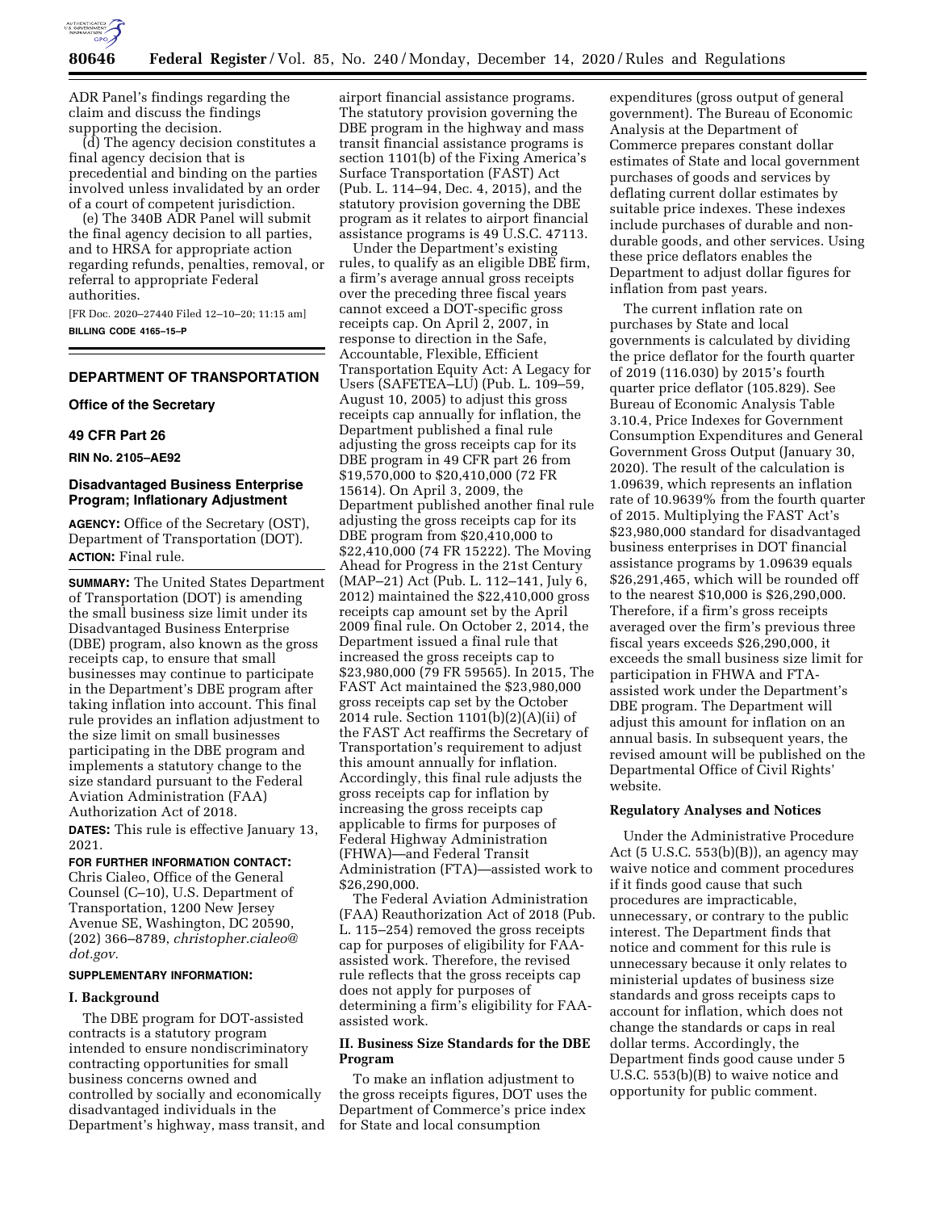ADR Panel's findings regarding the claim and discuss the findings supporting the decision.

(d) The agency decision constitutes a final agency decision that is precedential and binding on the parties involved unless invalidated by an order of a court of competent jurisdiction.

(e) The 340B ADR Panel will submit the final agency decision to all parties, and to HRSA for appropriate action regarding refunds, penalties, removal, or referral to appropriate Federal authorities.

[FR Doc. 2020–27440 Filed 12–10–20; 11:15 am]

**BILLING CODE 4165–15–P**

---

## DEPARTMENT OF TRANSPORTATION

### Office of the Secretary

### 49 CFR Part 26

**RIN No. 2105–AE92**

### Disadvantaged Business Enterprise Program; Inflationary Adjustment

**AGENCY:** Office of the Secretary (OST), Department of Transportation (DOT).

**ACTION:** Final rule.

**SUMMARY:** The United States Department of Transportation (DOT) is amending the small business size limit under its Disadvantaged Business Enterprise (DBE) program, also known as the gross receipts cap, to ensure that small businesses may continue to participate in the Department's DBE program after taking inflation into account. This final rule provides an inflation adjustment to the size limit on small businesses participating in the DBE program and implements a statutory change to the size standard pursuant to the Federal Aviation Administration (FAA) Authorization Act of 2018.

**DATES:** This rule is effective January 13, 2021.

**FOR FURTHER INFORMATION CONTACT:** Chris Cialeo, Office of the General Counsel (C–10), U.S. Department of Transportation, 1200 New Jersey Avenue SE, Washington, DC 20590, (202) 366–8789, *christopher.cialeo@dot.gov.*

**SUPPLEMENTARY INFORMATION:**

### I. Background

The DBE program for DOT-assisted contracts is a statutory program intended to ensure nondiscriminatory contracting opportunities for small business concerns owned and controlled by socially and economically disadvantaged individuals in the Department's highway, mass transit, and airport financial assistance programs. The statutory provision governing the DBE program in the highway and mass transit financial assistance programs is section 1101(b) of the Fixing America's Surface Transportation (FAST) Act (Pub. L. 114–94, Dec. 4, 2015), and the statutory provision governing the DBE program as it relates to airport financial assistance programs is 49 U.S.C. 47113.

Under the Department's existing rules, to qualify as an eligible DBE firm, a firm's average annual gross receipts over the preceding three fiscal years cannot exceed a DOT-specific gross receipts cap. On April 2, 2007, in response to direction in the Safe, Accountable, Flexible, Efficient Transportation Equity Act: A Legacy for Users (SAFETEA–LU) (Pub. L. 109–59, August 10, 2005) to adjust this gross receipts cap annually for inflation, the Department published a final rule adjusting the gross receipts cap for its DBE program in 49 CFR part 26 from \$19,570,000 to \$20,410,000 (72 FR 15614). On April 3, 2009, the Department published another final rule adjusting the gross receipts cap for its DBE program from \$20,410,000 to \$22,410,000 (74 FR 15222). The Moving Ahead for Progress in the 21st Century (MAP–21) Act (Pub. L. 112–141, July 6, 2012) maintained the \$22,410,000 gross receipts cap amount set by the April 2009 final rule. On October 2, 2014, the Department issued a final rule that increased the gross receipts cap to \$23,980,000 (79 FR 59565). In 2015, The FAST Act maintained the \$23,980,000 gross receipts cap set by the October 2014 rule. Section 1101(b)(2)(A)(ii) of the FAST Act reaffirms the Secretary of Transportation's requirement to adjust this amount annually for inflation. Accordingly, this final rule adjusts the gross receipts cap for inflation by increasing the gross receipts cap applicable to firms for purposes of Federal Highway Administration (FHWA)—and Federal Transit Administration (FTA)—assisted work to \$26,290,000.

The Federal Aviation Administration (FAA) Reauthorization Act of 2018 (Pub. L. 115–254) removed the gross receipts cap for purposes of eligibility for FAA-assisted work. Therefore, the revised rule reflects that the gross receipts cap does not apply for purposes of determining a firm's eligibility for FAA-assisted work.

### II. Business Size Standards for the DBE Program

To make an inflation adjustment to the gross receipts figures, DOT uses the Department of Commerce's price index for State and local consumption expenditures (gross output of general government). The Bureau of Economic Analysis at the Department of Commerce prepares constant dollar estimates of State and local government purchases of goods and services by deflating current dollar estimates by suitable price indexes. These indexes include purchases of durable and non-durable goods, and other services. Using these price deflators enables the Department to adjust dollar figures for inflation from past years.

The current inflation rate on purchases by State and local governments is calculated by dividing the price deflator for the fourth quarter of 2019 (116.030) by 2015's fourth quarter price deflator (105.829). See Bureau of Economic Analysis Table 3.10.4, Price Indexes for Government Consumption Expenditures and General Government Gross Output (January 30, 2020). The result of the calculation is 1.09639, which represents an inflation rate of 10.9639% from the fourth quarter of 2015. Multiplying the FAST Act's \$23,980,000 standard for disadvantaged business enterprises in DOT financial assistance programs by 1.09639 equals \$26,291,465, which will be rounded off to the nearest \$10,000 is \$26,290,000. Therefore, if a firm's gross receipts averaged over the firm's previous three fiscal years exceeds \$26,290,000, it exceeds the small business size limit for participation in FHWA and FTA-assisted work under the Department's DBE program. The Department will adjust this amount for inflation on an annual basis. In subsequent years, the revised amount will be published on the Departmental Office of Civil Rights' website.

### Regulatory Analyses and Notices

Under the Administrative Procedure Act (5 U.S.C. 553(b)(B)), an agency may waive notice and comment procedures if it finds good cause that such procedures are impracticable, unnecessary, or contrary to the public interest. The Department finds that notice and comment for this rule is unnecessary because it only relates to ministerial updates of business size standards and gross receipts caps to account for inflation, which does not change the standards or caps in real dollar terms. Accordingly, the Department finds good cause under 5 U.S.C. 553(b)(B) to waive notice and opportunity for public comment.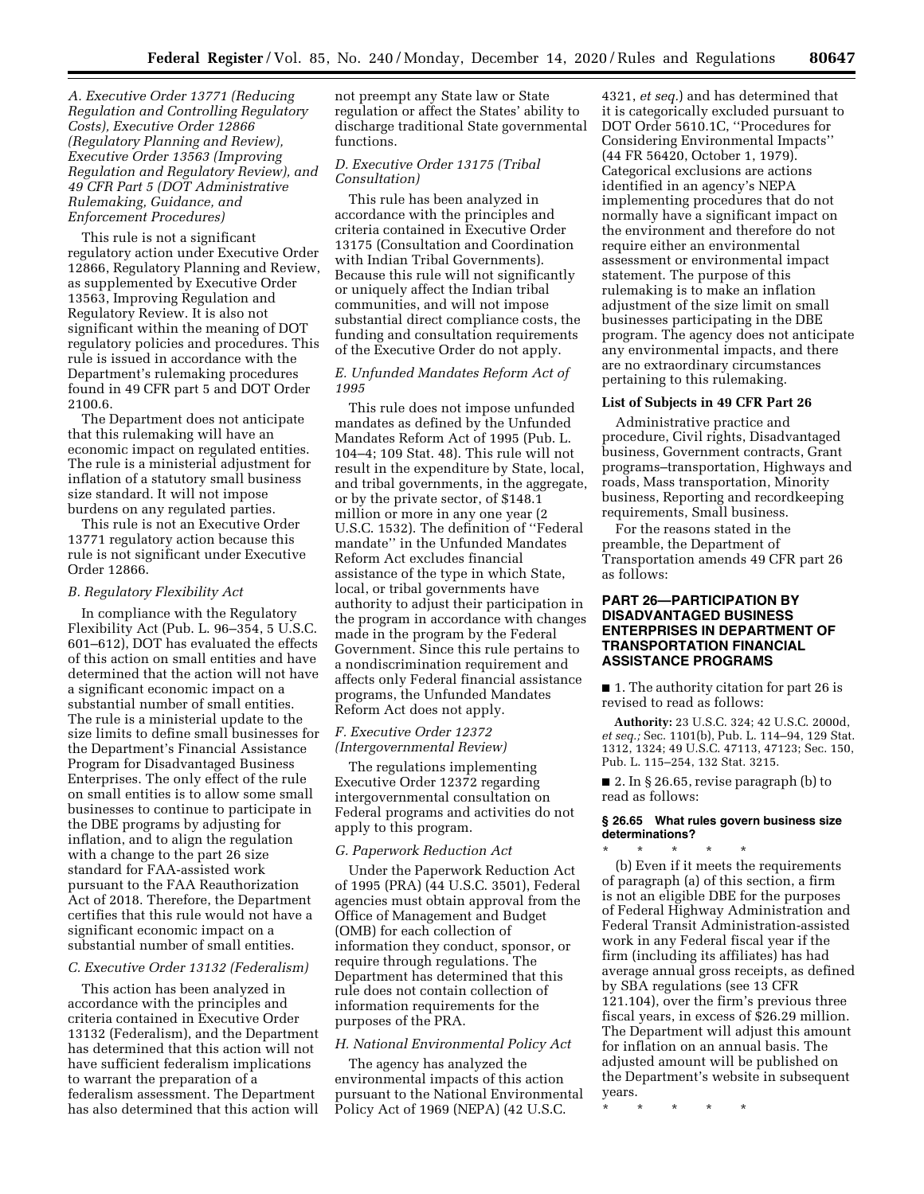*A. Executive Order 13771 (Reducing Regulation and Controlling Regulatory Costs), Executive Order 12866 (Regulatory Planning and Review), Executive Order 13563 (Improving Regulation and Regulatory Review), and 49 CFR Part 5 (DOT Administrative Rulemaking, Guidance, and Enforcement Procedures)*

This rule is not a significant regulatory action under Executive Order 12866, Regulatory Planning and Review, as supplemented by Executive Order 13563, Improving Regulation and Regulatory Review. It is also not significant within the meaning of DOT regulatory policies and procedures. This rule is issued in accordance with the Department's rulemaking procedures found in 49 CFR part 5 and DOT Order 2100.6.

The Department does not anticipate that this rulemaking will have an economic impact on regulated entities. The rule is a ministerial adjustment for inflation of a statutory small business size standard. It will not impose burdens on any regulated parties.

This rule is not an Executive Order 13771 regulatory action because this rule is not significant under Executive Order 12866.

*B. Regulatory Flexibility Act*

In compliance with the Regulatory Flexibility Act (Pub. L. 96–354, 5 U.S.C. 601–612), DOT has evaluated the effects of this action on small entities and have determined that the action will not have a significant economic impact on a substantial number of small entities. The rule is a ministerial update to the size limits to define small businesses for the Department's Financial Assistance Program for Disadvantaged Business Enterprises. The only effect of the rule on small entities is to allow some small businesses to continue to participate in the DBE programs by adjusting for inflation, and to align the regulation with a change to the part 26 size standard for FAA-assisted work pursuant to the FAA Reauthorization Act of 2018. Therefore, the Department certifies that this rule would not have a significant economic impact on a substantial number of small entities.

*C. Executive Order 13132 (Federalism)*

This action has been analyzed in accordance with the principles and criteria contained in Executive Order 13132 (Federalism), and the Department has determined that this action will not have sufficient federalism implications to warrant the preparation of a federalism assessment. The Department has also determined that this action will not preempt any State law or State regulation or affect the States' ability to discharge traditional State governmental functions.

*D. Executive Order 13175 (Tribal Consultation)*

This rule has been analyzed in accordance with the principles and criteria contained in Executive Order 13175 (Consultation and Coordination with Indian Tribal Governments). Because this rule will not significantly or uniquely affect the Indian tribal communities, and will not impose substantial direct compliance costs, the funding and consultation requirements of the Executive Order do not apply.

*E. Unfunded Mandates Reform Act of 1995*

This rule does not impose unfunded mandates as defined by the Unfunded Mandates Reform Act of 1995 (Pub. L. 104–4; 109 Stat. 48). This rule will not result in the expenditure by State, local, and tribal governments, in the aggregate, or by the private sector, of $148.1 million or more in any one year (2 U.S.C. 1532). The definition of "Federal mandate" in the Unfunded Mandates Reform Act excludes financial assistance of the type in which State, local, or tribal governments have authority to adjust their participation in the program in accordance with changes made in the program by the Federal Government. Since this rule pertains to a nondiscrimination requirement and affects only Federal financial assistance programs, the Unfunded Mandates Reform Act does not apply.

*F. Executive Order 12372 (Intergovernmental Review)*

The regulations implementing Executive Order 12372 regarding intergovernmental consultation on Federal programs and activities do not apply to this program.

*G. Paperwork Reduction Act*

Under the Paperwork Reduction Act of 1995 (PRA) (44 U.S.C. 3501), Federal agencies must obtain approval from the Office of Management and Budget (OMB) for each collection of information they conduct, sponsor, or require through regulations. The Department has determined that this rule does not contain collection of information requirements for the purposes of the PRA.

*H. National Environmental Policy Act*

The agency has analyzed the environmental impacts of this action pursuant to the National Environmental Policy Act of 1969 (NEPA) (42 U.S.C. 4321, *et seq.*) and has determined that it is categorically excluded pursuant to DOT Order 5610.1C, "Procedures for Considering Environmental Impacts" (44 FR 56420, October 1, 1979). Categorical exclusions are actions identified in an agency's NEPA implementing procedures that do not normally have a significant impact on the environment and therefore do not require either an environmental assessment or environmental impact statement. The purpose of this rulemaking is to make an inflation adjustment of the size limit on small businesses participating in the DBE program. The agency does not anticipate any environmental impacts, and there are no extraordinary circumstances pertaining to this rulemaking.

**List of Subjects in 49 CFR Part 26**

Administrative practice and procedure, Civil rights, Disadvantaged business, Government contracts, Grant programs–transportation, Highways and roads, Mass transportation, Minority business, Reporting and recordkeeping requirements, Small business.

For the reasons stated in the preamble, the Department of Transportation amends 49 CFR part 26 as follows:

## PART 26—PARTICIPATION BY DISADVANTAGED BUSINESS ENTERPRISES IN DEPARTMENT OF TRANSPORTATION FINANCIAL ASSISTANCE PROGRAMS

■ 1. The authority citation for part 26 is revised to read as follows:

**Authority:** 23 U.S.C. 324; 42 U.S.C. 2000d, *et seq.;* Sec. 1101(b), Pub. L. 114–94, 129 Stat. 1312, 1324; 49 U.S.C. 47113, 47123; Sec. 150, Pub. L. 115–254, 132 Stat. 3215.

■ 2. In § 26.65, revise paragraph (b) to read as follows:

**§ 26.65 What rules govern business size determinations?**

\* \* \* \* \*

(b) Even if it meets the requirements of paragraph (a) of this section, a firm is not an eligible DBE for the purposes of Federal Highway Administration and Federal Transit Administration-assisted work in any Federal fiscal year if the firm (including its affiliates) has had average annual gross receipts, as defined by SBA regulations (see 13 CFR 121.104), over the firm's previous three fiscal years, in excess of $26.29 million. The Department will adjust this amount for inflation on an annual basis. The adjusted amount will be published on the Department's website in subsequent years.

\* \* \* \* \*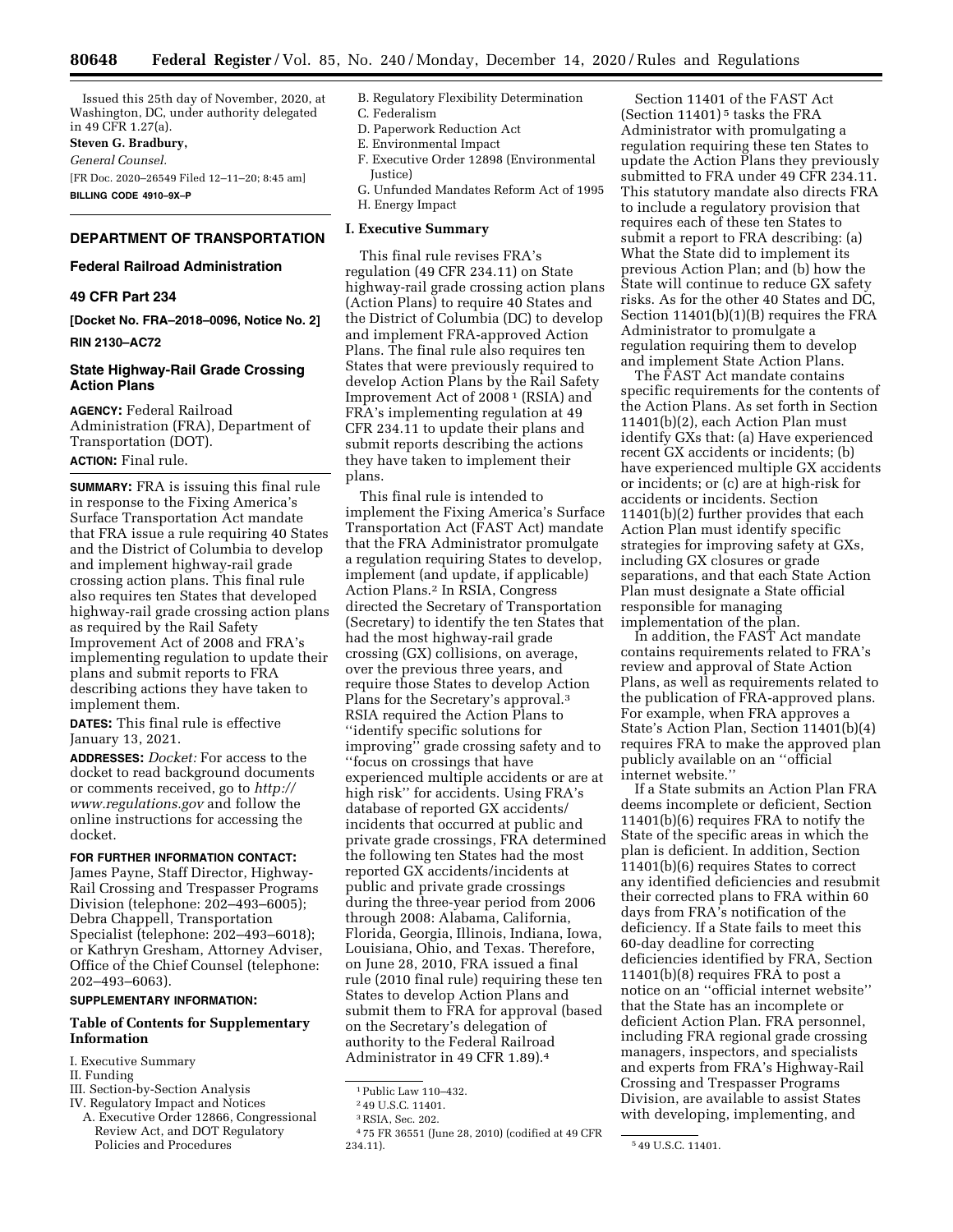Issued this 25th day of November, 2020, at Washington, DC, under authority delegated in 49 CFR 1.27(a).

**Steven G. Bradbury,**

*General Counsel.*

[FR Doc. 2020–26549 Filed 12–11–20; 8:45 am]

**BILLING CODE 4910–9X–P**

---

## DEPARTMENT OF TRANSPORTATION

### Federal Railroad Administration

### 49 CFR Part 234

**[Docket No. FRA–2018–0096, Notice No. 2]**

**RIN 2130–AC72**

## State Highway-Rail Grade Crossing Action Plans

**AGENCY:** Federal Railroad Administration (FRA), Department of Transportation (DOT).

**ACTION:** Final rule.

**SUMMARY:** FRA is issuing this final rule in response to the Fixing America's Surface Transportation Act mandate that FRA issue a rule requiring 40 States and the District of Columbia to develop and implement highway-rail grade crossing action plans. This final rule also requires ten States that developed highway-rail grade crossing action plans as required by the Rail Safety Improvement Act of 2008 and FRA's implementing regulation to update their plans and submit reports to FRA describing actions they have taken to implement them.

**DATES:** This final rule is effective January 13, 2021.

**ADDRESSES:** *Docket:* For access to the docket to read background documents or comments received, go to *http://www.regulations.gov* and follow the online instructions for accessing the docket.

**FOR FURTHER INFORMATION CONTACT:** James Payne, Staff Director, Highway-Rail Crossing and Trespasser Programs Division (telephone: 202–493–6005); Debra Chappell, Transportation Specialist (telephone: 202–493–6018); or Kathryn Gresham, Attorney Adviser, Office of the Chief Counsel (telephone: 202–493–6063).

**SUPPLEMENTARY INFORMATION:**

### Table of Contents for Supplementary Information

I. Executive Summary
II. Funding
III. Section-by-Section Analysis
IV. Regulatory Impact and Notices
  A. Executive Order 12866, Congressional Review Act, and DOT Regulatory Policies and Procedures
  B. Regulatory Flexibility Determination
  C. Federalism
  D. Paperwork Reduction Act
  E. Environmental Impact
  F. Executive Order 12898 (Environmental Justice)
  G. Unfunded Mandates Reform Act of 1995
  H. Energy Impact

### I. Executive Summary

This final rule revises FRA's regulation (49 CFR 234.11) on State highway-rail grade crossing action plans (Action Plans) to require 40 States and the District of Columbia (DC) to develop and implement FRA-approved Action Plans. The final rule also requires ten States that were previously required to develop Action Plans by the Rail Safety Improvement Act of 2008 [1] (RSIA) and FRA's implementing regulation at 49 CFR 234.11 to update their plans and submit reports describing the actions they have taken to implement their plans.

This final rule is intended to implement the Fixing America's Surface Transportation Act (FAST Act) mandate that the FRA Administrator promulgate a regulation requiring States to develop, implement (and update, if applicable) Action Plans.[2] In RSIA, Congress directed the Secretary of Transportation (Secretary) to identify the ten States that had the most highway-rail grade crossing (GX) collisions, on average, over the previous three years, and require those States to develop Action Plans for the Secretary's approval.[3] RSIA required the Action Plans to ''identify specific solutions for improving'' grade crossing safety and to ''focus on crossings that have experienced multiple accidents or are at high risk'' for accidents. Using FRA's database of reported GX accidents/incidents that occurred at public and private grade crossings, FRA determined the following ten States had the most reported GX accidents/incidents at public and private grade crossings during the three-year period from 2006 through 2008: Alabama, California, Florida, Georgia, Illinois, Indiana, Iowa, Louisiana, Ohio, and Texas. Therefore, on June 28, 2010, FRA issued a final rule (2010 final rule) requiring these ten States to develop Action Plans and submit them to FRA for approval (based on the Secretary's delegation of authority to the Federal Railroad Administrator in 49 CFR 1.89).[4]

Section 11401 of the FAST Act (Section 11401) [5] tasks the FRA Administrator with promulgating a regulation requiring these ten States to update the Action Plans they previously submitted to FRA under 49 CFR 234.11. This statutory mandate also directs FRA to include a regulatory provision that requires each of these ten States to submit a report to FRA describing: (a) What the State did to implement its previous Action Plan; and (b) how the State will continue to reduce GX safety risks. As for the other 40 States and DC, Section 11401(b)(1)(B) requires the FRA Administrator to promulgate a regulation requiring them to develop and implement State Action Plans.

The FAST Act mandate contains specific requirements for the contents of the Action Plans. As set forth in Section 11401(b)(2), each Action Plan must identify GXs that: (a) Have experienced recent GX accidents or incidents; (b) have experienced multiple GX accidents or incidents; or (c) are at high-risk for accidents or incidents. Section 11401(b)(2) further provides that each Action Plan must identify specific strategies for improving safety at GXs, including GX closures or grade separations, and that each State Action Plan must designate a State official responsible for managing implementation of the plan.

In addition, the FAST Act mandate contains requirements related to FRA's review and approval of State Action Plans, as well as requirements related to the publication of FRA-approved plans. For example, when FRA approves a State's Action Plan, Section 11401(b)(4) requires FRA to make the approved plan publicly available on an ''official internet website.''

If a State submits an Action Plan FRA deems incomplete or deficient, Section 11401(b)(6) requires FRA to notify the State of the specific areas in which the plan is deficient. In addition, Section 11401(b)(6) requires States to correct any identified deficiencies and resubmit their corrected plans to FRA within 60 days from FRA's notification of the deficiency. If a State fails to meet this 60-day deadline for correcting deficiencies identified by FRA, Section 11401(b)(8) requires FRA to post a notice on an ''official internet website'' that the State has an incomplete or deficient Action Plan. FRA personnel, including FRA regional grade crossing managers, inspectors, and specialists and experts from FRA's Highway-Rail Crossing and Trespasser Programs Division, are available to assist States with developing, implementing, and

---

[1] Public Law 110–432.

[2] 49 U.S.C. 11401.

[3] RSIA, Sec. 202.

[4] 75 FR 36551 (June 28, 2010) (codified at 49 CFR 234.11).

[5] 49 U.S.C. 11401.